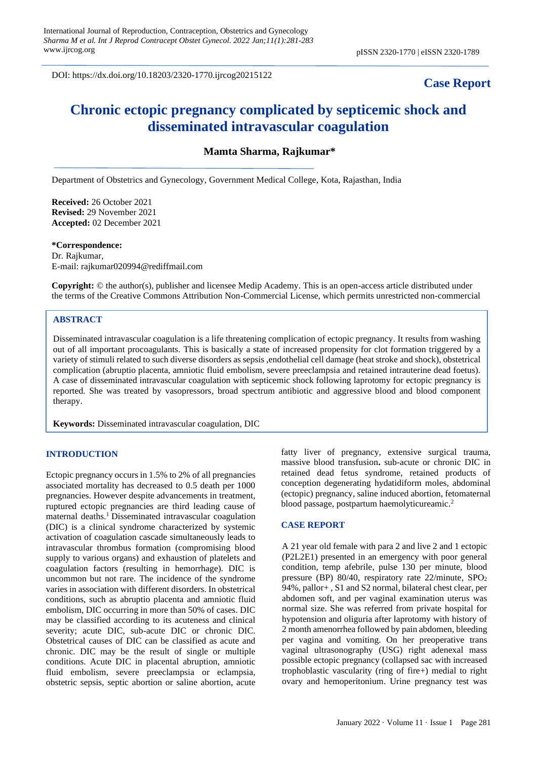DOI: https://dx.doi.org/10.18203/2320-1770.ijrcog20215122

**Case Report**

# Chronic ectopic pregnancy complicated by septicemic shock and disseminated intravascular coagulation

**Mamta Sharma, Rajkumar***

Department of Obstetrics and Gynecology, Government Medical College, Kota, Rajasthan, India

**Received:** 26 October 2021
**Revised:** 29 November 2021
**Accepted:** 02 December 2021

***Correspondence:**
Dr. Rajkumar,
E-mail: rajkumar020994@rediffmail.com

**Copyright:** © the author(s), publisher and licensee Medip Academy. This is an open-access article distributed under the terms of the Creative Commons Attribution Non-Commercial License, which permits unrestricted non-commercial

## ABSTRACT

Disseminated intravascular coagulation is a life threatening complication of ectopic pregnancy. It results from washing out of all important procoagulants. This is basically a state of increased propensity for clot formation triggered by a variety of stimuli related to such diverse disorders as sepsis ,endothelial cell damage (heat stroke and shock), obstetrical complication (abruptio placenta, amniotic fluid embolism, severe preeclampsia and retained intrauterine dead foetus). A case of disseminated intravascular coagulation with septicemic shock following laprotomy for ectopic pregnancy is reported. She was treated by vasopressors, broad spectrum antibiotic and aggressive blood and blood component therapy.

**Keywords:** Disseminated intravascular coagulation, DIC

## INTRODUCTION

Ectopic pregnancy occurs in 1.5% to 2% of all pregnancies associated mortality has decreased to 0.5 death per 1000 pregnancies. However despite advancements in treatment, ruptured ectopic pregnancies are third leading cause of maternal deaths.[1] Disseminated intravascular coagulation (DIC) is a clinical syndrome characterized by systemic activation of coagulation cascade simultaneously leads to intravascular thrombus formation (compromising blood supply to various organs) and exhaustion of platelets and coagulation factors (resulting in hemorrhage). DIC is uncommon but not rare. The incidence of the syndrome varies in association with different disorders. In obstetrical conditions, such as abruptio placenta and amniotic fluid embolism, DIC occurring in more than 50% of cases. DIC may be classified according to its acuteness and clinical severity; acute DIC, sub-acute DIC or chronic DIC. Obstetrical causes of DIC can be classified as acute and chronic. DIC may be the result of single or multiple conditions. Acute DIC in placental abruption, amniotic fluid embolism, severe preeclampsia or eclampsia, obstetric sepsis, septic abortion or saline abortion, acute fatty liver of pregnancy, extensive surgical trauma, massive blood transfusion**.** sub-acute or chronic DIC in retained dead fetus syndrome, retained products of conception degenerating hydatidiform moles, abdominal (ectopic) pregnancy, saline induced abortion, fetomaternal blood passage, postpartum haemolyticureamic.[2]

## CASE REPORT

A 21 year old female with para 2 and live 2 and 1 ectopic (P2L2E1) presented in an emergency with poor general condition, temp afebrile, pulse 130 per minute, blood pressure (BP) 80/40, respiratory rate 22/minute, $SPO_2$ 94%, pallor+ , S1 and S2 normal, bilateral chest clear, per abdomen soft, and per vaginal examination uterus was normal size. She was referred from private hospital for hypotension and oliguria after laprotomy with history of 2 month amenorrhea followed by pain abdomen, bleeding per vagina and vomiting. On her preoperative trans vaginal ultrasonography (USG) right adenexal mass possible ectopic pregnancy (collapsed sac with increased trophoblastic vascularity (ring of fire+) medial to right ovary and hemoperitonium. Urine pregnancy test was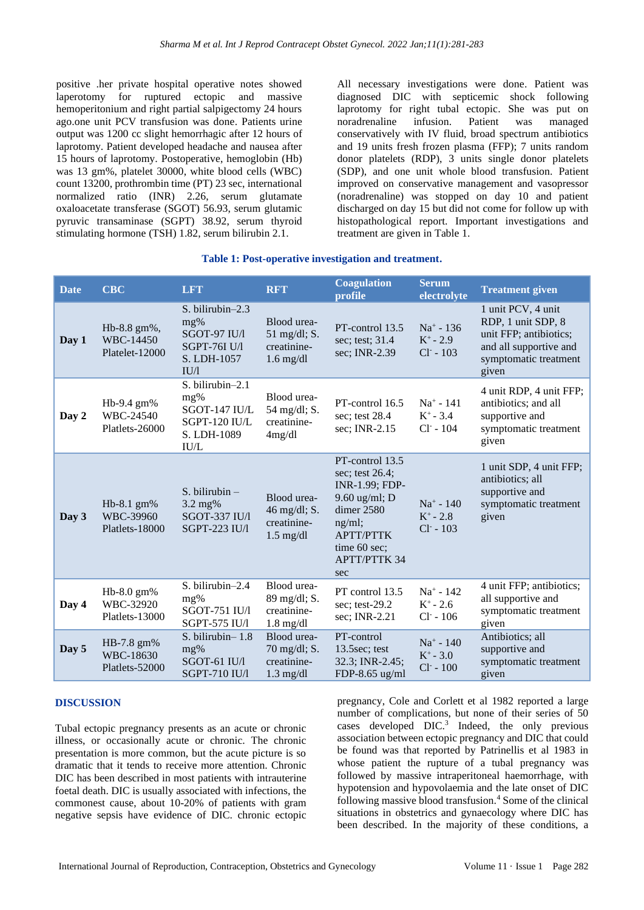positive .her private hospital operative notes showed laperotomy for ruptured ectopic and massive hemoperitonium and right partial salpigectomy 24 hours ago.one unit PCV transfusion was done. Patients urine output was 1200 cc slight hemorrhagic after 12 hours of laprotomy. Patient developed headache and nausea after 15 hours of laprotomy. Postoperative, hemoglobin (Hb) was 13 gm%, platelet 30000, white blood cells (WBC) count 13200, prothrombin time (PT) 23 sec, international normalized ratio (INR) 2.26, serum glutamate oxaloacetate transferase (SGOT) 56.93, serum glutamic pyruvic transaminase (SGPT) 38.92, serum thyroid stimulating hormone (TSH) 1.82, serum bilirubin 2.1.

All necessary investigations were done. Patient was diagnosed DIC with septicemic shock following laprotomy for right tubal ectopic. She was put on noradrenaline infusion. Patient was managed conservatively with IV fluid, broad spectrum antibiotics and 19 units fresh frozen plasma (FFP); 7 units random donor platelets (RDP), 3 units single donor platelets (SDP), and one unit whole blood transfusion. Patient improved on conservative management and vasopressor (noradrenaline) was stopped on day 10 and patient discharged on day 15 but did not come for follow up with histopathological report. Important investigations and treatment are given in Table 1.

**Table 1: Post-operative investigation and treatment.**

| Date | CBC | LFT | RFT | Coagulation profile | Serum electrolyte | Treatment given |
|---|---|---|---|---|---|---|
| Day 1 | Hb-8.8 gm%, WBC-14450 Platelet-12000 | S. bilirubin–2.3 mg% SGOT-97 IU/l SGPT-76I U/l S. LDH-1057 IU/l | Blood urea-51 mg/dl; S. creatinine-1.6 mg/dl | PT-control 13.5 sec; test; 31.4 sec; INR-2.39 | $Na^+$ - 136 $K^+$ - 2.9 $Cl^-$ - 103 | 1 unit PCV, 4 unit RDP, 1 unit SDP, 8 unit FFP; antibiotics; and all supportive and symptomatic treatment given |
| Day 2 | Hb-9.4 gm% WBC-24540 Platlets-26000 | S. bilirubin–2.1 mg% SGOT-147 IU/L SGPT-120 IU/L S. LDH-1089 IU/L | Blood urea-54 mg/dl; S. creatinine-4mg/dl | PT-control 16.5 sec; test 28.4 sec; INR-2.15 | $Na^+$ - 141 $K^+$ - 3.4 $Cl^-$ - 104 | 4 unit RDP, 4 unit FFP; antibiotics; and all supportive and symptomatic treatment given |
| Day 3 | Hb-8.1 gm% WBC-39960 Platlets-18000 | S. bilirubin – 3.2 mg% SGOT-337 IU/l SGPT-223 IU/l | Blood urea-46 mg/dl; S. creatinine-1.5 mg/dl | PT-control 13.5 sec; test 26.4; INR-1.99; FDP-9.60 ug/ml; D dimer 2580 ng/ml; APTT/PTTK time 60 sec; APTT/PTTK 34 sec | $Na^+$ - 140 $K^+$ - 2.8 $Cl^-$ - 103 | 1 unit SDP, 4 unit FFP; antibiotics; all supportive and symptomatic treatment given |
| Day 4 | Hb-8.0 gm% WBC-32920 Platlets-13000 | S. bilirubin–2.4 mg% SGOT-751 IU/l SGPT-575 IU/l | Blood urea-89 mg/dl; S. creatinine-1.8 mg/dl | PT control 13.5 sec; test-29.2 sec; INR-2.21 | $Na^+$ - 142 $K^+$ - 2.6 $Cl^-$ - 106 | 4 unit FFP; antibiotics; all supportive and symptomatic treatment given |
| Day 5 | HB-7.8 gm% WBC-18630 Platlets-52000 | S. bilirubin– 1.8 mg% SGOT-61 IU/l SGPT-710 IU/l | Blood urea-70 mg/dl; S. creatinine-1.3 mg/dl | PT-control 13.5sec; test 32.3; INR-2.45; FDP-8.65 ug/ml | $Na^+$ - 140 $K^+$ - 3.0 $Cl^-$ - 100 | Antibiotics; all supportive and symptomatic treatment given |

## DISCUSSION

Tubal ectopic pregnancy presents as an acute or chronic illness, or occasionally acute or chronic. The chronic presentation is more common, but the acute picture is so dramatic that it tends to receive more attention. Chronic DIC has been described in most patients with intrauterine foetal death. DIC is usually associated with infections, the commonest cause, about 10-20% of patients with gram negative sepsis have evidence of DIC. chronic ectopic pregnancy, Cole and Corlett et al 1982 reported a large number of complications, but none of their series of 50 cases developed DIC.[3] Indeed, the only previous association between ectopic pregnancy and DIC that could be found was that reported by Patrinellis et al 1983 in whose patient the rupture of a tubal pregnancy was followed by massive intraperitoneal haemorrhage, with hypotension and hypovolaemia and the late onset of DIC following massive blood transfusion.[4] Some of the clinical situations in obstetrics and gynaecology where DIC has been described. In the majority of these conditions, a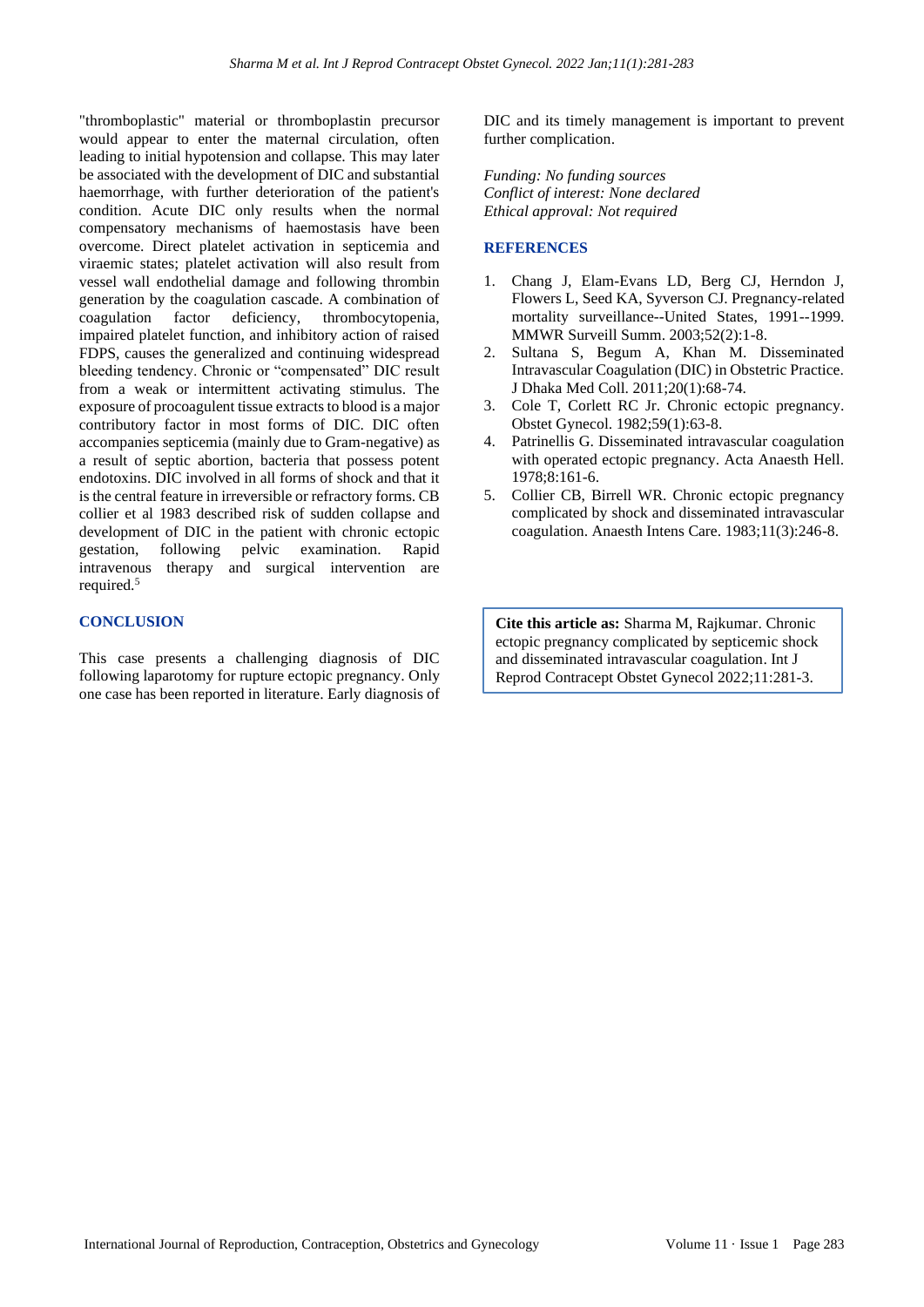"thromboplastic" material or thromboplastin precursor would appear to enter the maternal circulation, often leading to initial hypotension and collapse. This may later be associated with the development of DIC and substantial haemorrhage, with further deterioration of the patient's condition. Acute DIC only results when the normal compensatory mechanisms of haemostasis have been overcome. Direct platelet activation in septicemia and viraemic states; platelet activation will also result from vessel wall endothelial damage and following thrombin generation by the coagulation cascade. A combination of coagulation factor deficiency, thrombocytopenia, impaired platelet function, and inhibitory action of raised FDPS, causes the generalized and continuing widespread bleeding tendency. Chronic or "compensated" DIC result from a weak or intermittent activating stimulus. The exposure of procoagulent tissue extracts to blood is a major contributory factor in most forms of DIC. DIC often accompanies septicemia (mainly due to Gram-negative) as a result of septic abortion, bacteria that possess potent endotoxins. DIC involved in all forms of shock and that it is the central feature in irreversible or refractory forms. CB collier et al 1983 described risk of sudden collapse and development of DIC in the patient with chronic ectopic gestation, following pelvic examination. Rapid intravenous therapy and surgical intervention are required.[5]

## CONCLUSION

This case presents a challenging diagnosis of DIC following laparotomy for rupture ectopic pregnancy. Only one case has been reported in literature. Early diagnosis of DIC and its timely management is important to prevent further complication.

*Funding: No funding sources*
*Conflict of interest: None declared*
*Ethical approval: Not required*

## REFERENCES

1. Chang J, Elam-Evans LD, Berg CJ, Herndon J, Flowers L, Seed KA, Syverson CJ. Pregnancy-related mortality surveillance--United States, 1991--1999. MMWR Surveill Summ. 2003;52(2):1-8.
2. Sultana S, Begum A, Khan M. Disseminated Intravascular Coagulation (DIC) in Obstetric Practice. J Dhaka Med Coll. 2011;20(1):68-74.
3. Cole T, Corlett RC Jr. Chronic ectopic pregnancy. Obstet Gynecol. 1982;59(1):63-8.
4. Patrinellis G. Disseminated intravascular coagulation with operated ectopic pregnancy. Acta Anaesth Hell. 1978;8:161-6.
5. Collier CB, Birrell WR. Chronic ectopic pregnancy complicated by shock and disseminated intravascular coagulation. Anaesth Intens Care. 1983;11(3):246-8.

**Cite this article as:** Sharma M, Rajkumar. Chronic ectopic pregnancy complicated by septicemic shock and disseminated intravascular coagulation. Int J Reprod Contracept Obstet Gynecol 2022;11:281-3.